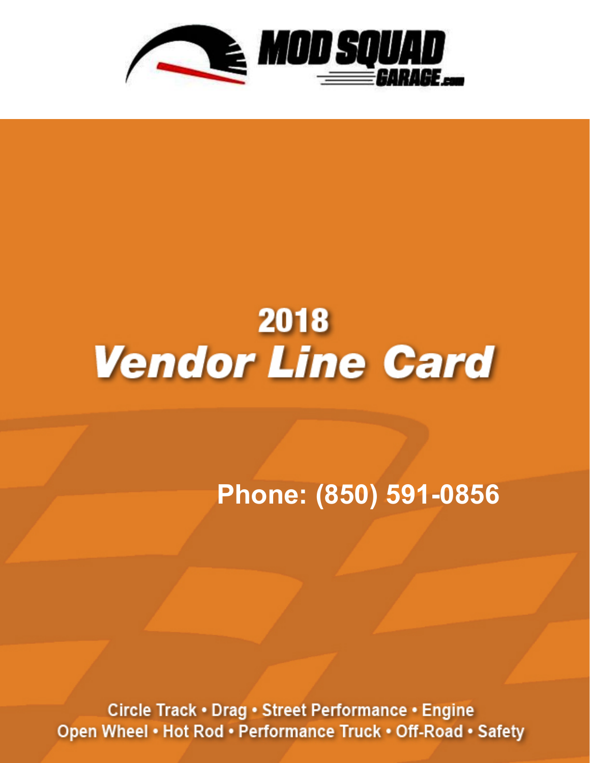MOD SQUAD GARAGE.com

# 2018
# Vendor Line Card

**Phone: (850) 591-0856**

Circle Track • Drag • Street Performance • Engine
Open Wheel • Hot Rod • Performance Truck • Off-Road • Safety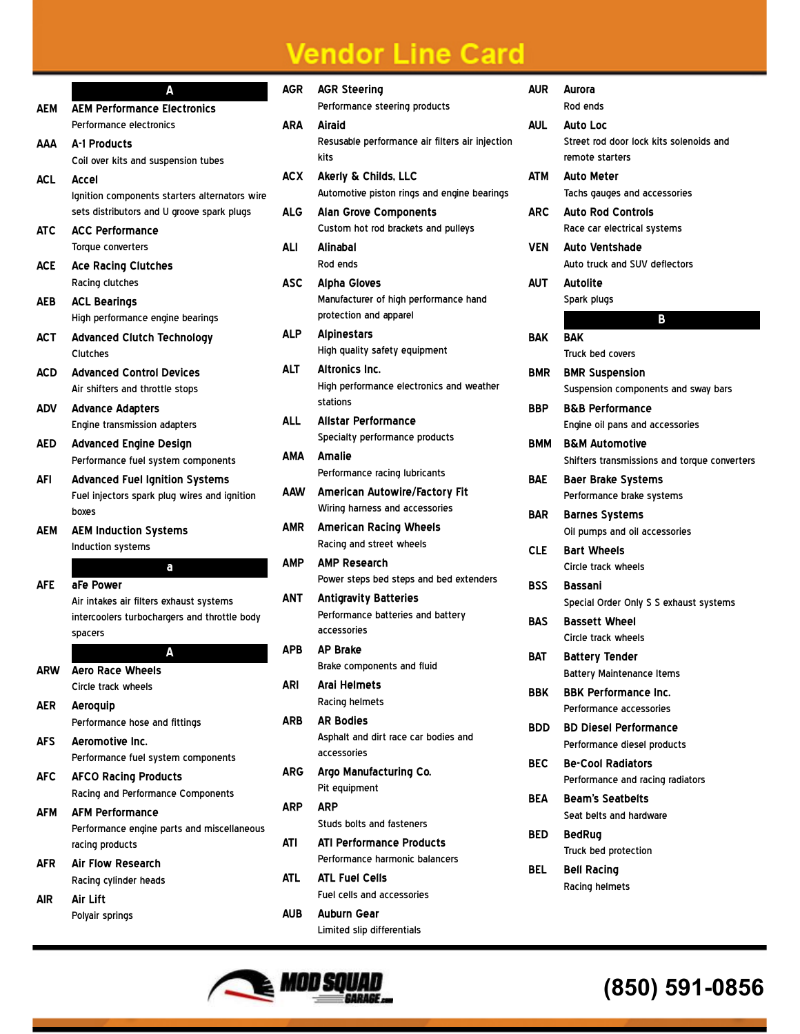# Vendor Line Card

## A

**AEM** — **AEM Performance Electronics**
Performance electronics

**AAA** — **A-1 Products**
Coil over kits and suspension tubes

**ACL** — **Accel**
Ignition components starters alternators wire sets distributors and U groove spark plugs

**ATC** — **ACC Performance**
Torque converters

**ACE** — **Ace Racing Clutches**
Racing clutches

**AEB** — **ACL Bearings**
High performance engine bearings

**ACT** — **Advanced Clutch Technology**
Clutches

**ACD** — **Advanced Control Devices**
Air shifters and throttle stops

**ADV** — **Advance Adapters**
Engine transmission adapters

**AED** — **Advanced Engine Design**
Performance fuel system components

**AFI** — **Advanced Fuel Ignition Systems**
Fuel injectors spark plug wires and ignition boxes

**AEM** — **AEM Induction Systems**
Induction systems

## a

**AFE** — **aFe Power**
Air intakes air filters exhaust systems intercoolers turbochargers and throttle body spacers

## A

**ARW** — **Aero Race Wheels**
Circle track wheels

**AER** — **Aeroquip**
Performance hose and fittings

**AFS** — **Aeromotive Inc.**
Performance fuel system components

**AFC** — **AFCO Racing Products**
Racing and Performance Components

**AFM** — **AFM Performance**
Performance engine parts and miscellaneous racing products

**AFR** — **Air Flow Research**
Racing cylinder heads

**AIR** — **Air Lift**
Polyair springs

**AGR** — **AGR Steering**
Performance steering products

**ARA** — **Airaid**
Resusable performance air filters air injection kits

**ACX** — **Akerly & Childs, LLC**
Automotive piston rings and engine bearings

**ALG** — **Alan Grove Components**
Custom hot rod brackets and pulleys

**ALI** — **Alinabal**
Rod ends

**ASC** — **Alpha Gloves**
Manufacturer of high performance hand protection and apparel

**ALP** — **Alpinestars**
High quality safety equipment

**ALT** — **Altronics Inc.**
High performance electronics and weather stations

**ALL** — **Allstar Performance**
Specialty performance products

**AMA** — **Amalie**
Performance racing lubricants

**AAW** — **American Autowire/Factory Fit**
Wiring harness and accessories

**AMR** — **American Racing Wheels**
Racing and street wheels

**AMP** — **AMP Research**
Power steps bed steps and bed extenders

**ANT** — **Antigravity Batteries**
Performance batteries and battery accessories

**APB** — **AP Brake**
Brake components and fluid

**ARI** — **Arai Helmets**
Racing helmets

**ARB** — **AR Bodies**
Asphalt and dirt race car bodies and accessories

**ARG** — **Argo Manufacturing Co.**
Pit equipment

**ARP** — **ARP**
Studs bolts and fasteners

**ATI** — **ATI Performance Products**
Performance harmonic balancers

**ATL** — **ATL Fuel Cells**
Fuel cells and accessories

**AUB** — **Auburn Gear**
Limited slip differentials

**AUR** — **Aurora**
Rod ends

**AUL** — **Auto Loc**
Street rod door lock kits solenoids and remote starters

**ATM** — **Auto Meter**
Tachs gauges and accessories

**ARC** — **Auto Rod Controls**
Race car electrical systems

**VEN** — **Auto Ventshade**
Auto truck and SUV deflectors

**AUT** — **Autolite**
Spark plugs

## B

**BAK** — **BAK**
Truck bed covers

**BMR** — **BMR Suspension**
Suspension components and sway bars

**BBP** — **B&B Performance**
Engine oil pans and accessories

**BMM** — **B&M Automotive**
Shifters transmissions and torque converters

**BAE** — **Baer Brake Systems**
Performance brake systems

**BAR** — **Barnes Systems**
Oil pumps and oil accessories

**CLE** — **Bart Wheels**
Circle track wheels

**BSS** — **Bassani**
Special Order Only S S exhaust systems

**BAS** — **Bassett Wheel**
Circle track wheels

**BAT** — **Battery Tender**
Battery Maintenance Items

**BBK** — **BBK Performance Inc.**
Performance accessories

**BDD** — **BD Diesel Performance**
Performance diesel products

**BEC** — **Be-Cool Radiators**
Performance and racing radiators

**BEA** — **Beam's Seatbelts**
Seat belts and hardware

**BED** — **BedRug**
Truck bed protection

**BEL** — **Bell Racing**
Racing helmets

MOD SQUAD GARAGE.com

(850) 591-0856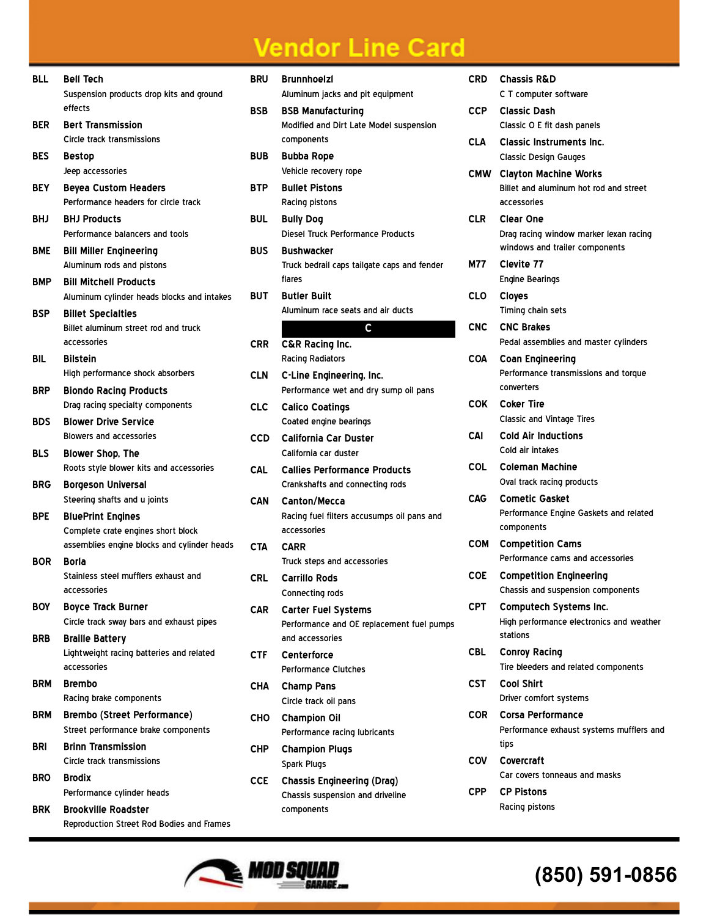# Vendor Line Card

**BLL** — **Bell Tech**
Suspension products drop kits and ground effects

**BER** — **Bert Transmission**
Circle track transmissions

**BES** — **Bestop**
Jeep accessories

**BEY** — **Beyea Custom Headers**
Performance headers for circle track

**BHJ** — **BHJ Products**
Performance balancers and tools

**BME** — **Bill Miller Engineering**
Aluminum rods and pistons

**BMP** — **Bill Mitchell Products**
Aluminum cylinder heads blocks and intakes

**BSP** — **Billet Specialties**
Billet aluminum street rod and truck accessories

**BIL** — **Bilstein**
High performance shock absorbers

**BRP** — **Biondo Racing Products**
Drag racing specialty components

**BDS** — **Blower Drive Service**
Blowers and accessories

**BLS** — **Blower Shop, The**
Roots style blower kits and accessories

**BRG** — **Borgeson Universal**
Steering shafts and u joints

**BPE** — **BluePrint Engines**
Complete crate engines short block assemblies engine blocks and cylinder heads

**BOR** — **Borla**
Stainless steel mufflers exhaust and accessories

**BOY** — **Boyce Track Burner**
Circle track sway bars and exhaust pipes

**BRB** — **Braille Battery**
Lightweight racing batteries and related accessories

**BRM** — **Brembo**
Racing brake components

**BRM** — **Brembo (Street Performance)**
Street performance brake components

**BRI** — **Brinn Transmission**
Circle track transmissions

**BRO** — **Brodix**
Performance cylinder heads

**BRK** — **Brookville Roadster**
Reproduction Street Rod Bodies and Frames

**BRU** — **Brunnhoelzl**
Aluminum jacks and pit equipment

**BSB** — **BSB Manufacturing**
Modified and Dirt Late Model suspension components

**BUB** — **Bubba Rope**
Vehicle recovery rope

**BTP** — **Bullet Pistons**
Racing pistons

**BUL** — **Bully Dog**
Diesel Truck Performance Products

**BUS** — **Bushwacker**
Truck bedrail caps tailgate caps and fender flares

**BUT** — **Butler Built**
Aluminum race seats and air ducts

## C

**CRR** — **C&R Racing Inc.**
Racing Radiators

**CLN** — **C-Line Engineering, Inc.**
Performance wet and dry sump oil pans

**CLC** — **Calico Coatings**
Coated engine bearings

**CCD** — **California Car Duster**
California car duster

**CAL** — **Callies Performance Products**
Crankshafts and connecting rods

**CAN** — **Canton/Mecca**
Racing fuel filters accusumps oil pans and accessories

**CTA** — **CARR**
Truck steps and accessories

**CRL** — **Carrillo Rods**
Connecting rods

**CAR** — **Carter Fuel Systems**
Performance and OE replacement fuel pumps and accessories

**CTF** — **Centerforce**
Performance Clutches

**CHA** — **Champ Pans**
Circle track oil pans

**CHO** — **Champion Oil**
Performance racing lubricants

**CHP** — **Champion Plugs**
Spark Plugs

**CCE** — **Chassis Engineering (Drag)**
Chassis suspension and driveline components

**CRD** — **Chassis R&D**
C T computer software

**CCP** — **Classic Dash**
Classic O E fit dash panels

**CLA** — **Classic Instruments Inc.**
Classic Design Gauges

**CMW** — **Clayton Machine Works**
Billet and aluminum hot rod and street accessories

**CLR** — **Clear One**
Drag racing window marker lexan racing windows and trailer components

**M77** — **Clevite 77**
Engine Bearings

**CLO** — **Cloyes**
Timing chain sets

**CNC** — **CNC Brakes**
Pedal assemblies and master cylinders

**COA** — **Coan Engineering**
Performance transmissions and torque converters

**COK** — **Coker Tire**
Classic and Vintage Tires

**CAI** — **Cold Air Inductions**
Cold air intakes

**COL** — **Coleman Machine**
Oval track racing products

**CAG** — **Cometic Gasket**
Performance Engine Gaskets and related components

**COM** — **Competition Cams**
Performance cams and accessories

**COE** — **Competition Engineering**
Chassis and suspension components

**CPT** — **Computech Systems Inc.**
High performance electronics and weather stations

**CBL** — **Conroy Racing**
Tire bleeders and related components

**CST** — **Cool Shirt**
Driver comfort systems

**COR** — **Corsa Performance**
Performance exhaust systems mufflers and tips

**COV** — **Covercraft**
Car covers tonneaus and masks

**CPP** — **CP Pistons**
Racing pistons

MOD SQUAD GARAGE.com

(850) 591-0856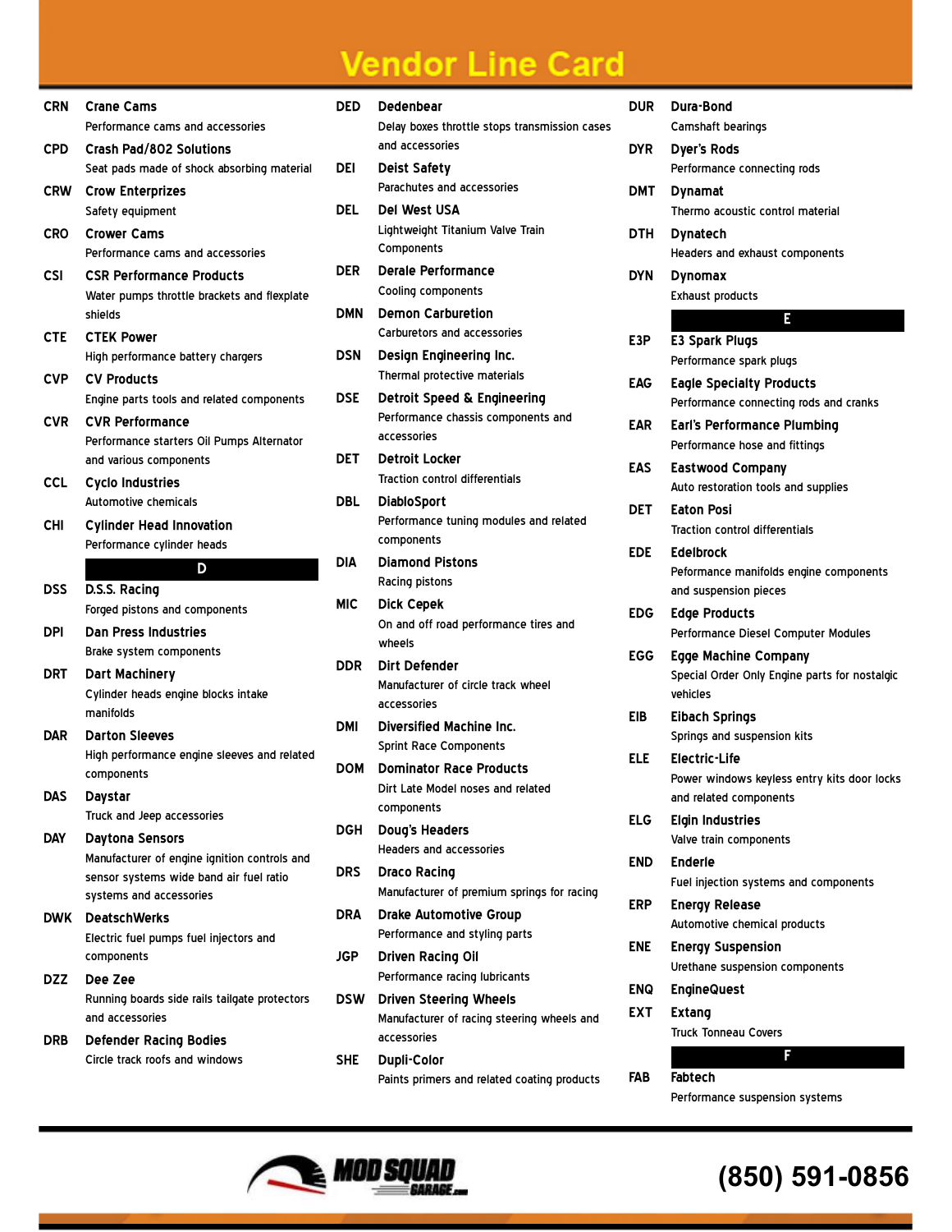# Vendor Line Card

**CRN** **Crane Cams**
Performance cams and accessories

**CPD** **Crash Pad/802 Solutions**
Seat pads made of shock absorbing material

**CRW** **Crow Enterprizes**
Safety equipment

**CRO** **Crower Cams**
Performance cams and accessories

**CSI** **CSR Performance Products**
Water pumps throttle brackets and flexplate shields

**CTE** **CTEK Power**
High performance battery chargers

**CVP** **CV Products**
Engine parts tools and related components

**CVR** **CVR Performance**
Performance starters Oil Pumps Alternator and various components

**CCL** **Cyclo Industries**
Automotive chemicals

**CHI** **Cylinder Head Innovation**
Performance cylinder heads

## D

**DSS** **D.S.S. Racing**
Forged pistons and components

**DPI** **Dan Press Industries**
Brake system components

**DRT** **Dart Machinery**
Cylinder heads engine blocks intake manifolds

**DAR** **Darton Sleeves**
High performance engine sleeves and related components

**DAS** **Daystar**
Truck and Jeep accessories

**DAY** **Daytona Sensors**
Manufacturer of engine ignition controls and sensor systems wide band air fuel ratio systems and accessories

**DWK** **DeatschWerks**
Electric fuel pumps fuel injectors and components

**DZZ** **Dee Zee**
Running boards side rails tailgate protectors and accessories

**DRB** **Defender Racing Bodies**
Circle track roofs and windows

**DED** **Dedenbear**
Delay boxes throttle stops transmission cases and accessories

**DEI** **Deist Safety**
Parachutes and accessories

**DEL** **Del West USA**
Lightweight Titanium Valve Train Components

**DER** **Derale Performance**
Cooling components

**DMN** **Demon Carburetion**
Carburetors and accessories

**DSN** **Design Engineering Inc.**
Thermal protective materials

**DSE** **Detroit Speed & Engineering**
Performance chassis components and accessories

**DET** **Detroit Locker**
Traction control differentials

**DBL** **DiabloSport**
Performance tuning modules and related components

**DIA** **Diamond Pistons**
Racing pistons

**MIC** **Dick Cepek**
On and off road performance tires and wheels

**DDR** **Dirt Defender**
Manufacturer of circle track wheel accessories

**DMI** **Diversified Machine Inc.**
Sprint Race Components

**DOM** **Dominator Race Products**
Dirt Late Model noses and related components

**DGH** **Doug's Headers**
Headers and accessories

**DRS** **Draco Racing**
Manufacturer of premium springs for racing

**DRA** **Drake Automotive Group**
Performance and styling parts

**JGP** **Driven Racing Oil**
Performance racing lubricants

**DSW** **Driven Steering Wheels**
Manufacturer of racing steering wheels and accessories

**SHE** **Dupli-Color**
Paints primers and related coating products

**DUR** **Dura-Bond**
Camshaft bearings

**DYR** **Dyer's Rods**
Performance connecting rods

**DMT** **Dynamat**
Thermo acoustic control material

**DTH** **Dynatech**
Headers and exhaust components

**DYN** **Dynomax**
Exhaust products

## E

**E3P** **E3 Spark Plugs**
Performance spark plugs

**EAG** **Eagle Specialty Products**
Performance connecting rods and cranks

**EAR** **Earl's Performance Plumbing**
Performance hose and fittings

**EAS** **Eastwood Company**
Auto restoration tools and supplies

**DET** **Eaton Posi**
Traction control differentials

**EDE** **Edelbrock**
Peformance manifolds engine components and suspension pieces

**EDG** **Edge Products**
Performance Diesel Computer Modules

**EGG** **Egge Machine Company**
Special Order Only Engine parts for nostalgic vehicles

**EIB** **Eibach Springs**
Springs and suspension kits

**ELE** **Electric-Life**
Power windows keyless entry kits door locks and related components

**ELG** **Elgin Industries**
Valve train components

**END** **Enderle**
Fuel injection systems and components

**ERP** **Energy Release**
Automotive chemical products

**ENE** **Energy Suspension**
Urethane suspension components

**ENQ** **EngineQuest**

**EXT** **Extang**
Truck Tonneau Covers

## F

**FAB** **Fabtech**
Performance suspension systems

MOD SQUAD GARAGE.com

(850) 591-0856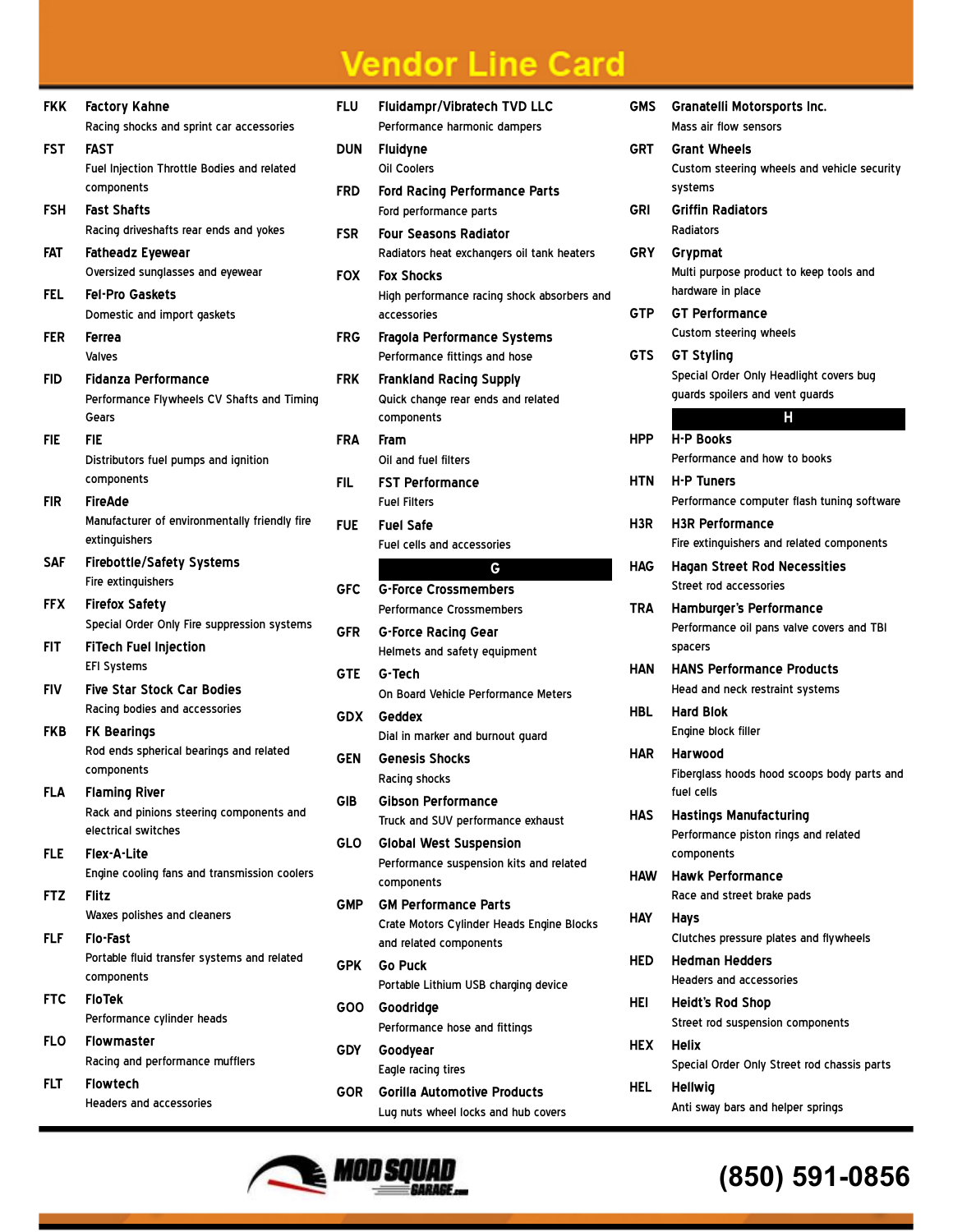# Vendor Line Card

**FKK** **Factory Kahne**
Racing shocks and sprint car accessories

**FST** **FAST**
Fuel Injection Throttle Bodies and related components

**FSH** **Fast Shafts**
Racing driveshafts rear ends and yokes

**FAT** **Fatheadz Eyewear**
Oversized sunglasses and eyewear

**FEL** **Fel-Pro Gaskets**
Domestic and import gaskets

**FER** **Ferrea**
Valves

**FID** **Fidanza Performance**
Performance Flywheels CV Shafts and Timing Gears

**FIE** **FIE**
Distributors fuel pumps and ignition components

**FIR** **FireAde**
Manufacturer of environmentally friendly fire extinguishers

**SAF** **Firebottle/Safety Systems**
Fire extinguishers

**FFX** **Firefox Safety**
Special Order Only Fire suppression systems

**FIT** **FiTech Fuel Injection**
EFI Systems

**FIV** **Five Star Stock Car Bodies**
Racing bodies and accessories

**FKB** **FK Bearings**
Rod ends spherical bearings and related components

**FLA** **Flaming River**
Rack and pinions steering components and electrical switches

**FLE** **Flex-A-Lite**
Engine cooling fans and transmission coolers

**FTZ** **Flitz**
Waxes polishes and cleaners

**FLF** **Flo-Fast**
Portable fluid transfer systems and related components

**FTC** **FloTek**
Performance cylinder heads

**FLO** **Flowmaster**
Racing and performance mufflers

**FLT** **Flowtech**
Headers and accessories

**FLU** **Fluidampr/Vibratech TVD LLC**
Performance harmonic dampers

**DUN** **Fluidyne**
Oil Coolers

**FRD** **Ford Racing Performance Parts**
Ford performance parts

**FSR** **Four Seasons Radiator**
Radiators heat exchangers oil tank heaters

**FOX** **Fox Shocks**
High performance racing shock absorbers and accessories

**FRG** **Fragola Performance Systems**
Performance fittings and hose

**FRK** **Frankland Racing Supply**
Quick change rear ends and related components

**FRA** **Fram**
Oil and fuel filters

**FIL** **FST Performance**
Fuel Filters

**FUE** **Fuel Safe**
Fuel cells and accessories

## G

**GFC** **G-Force Crossmembers**
Performance Crossmembers

**GFR** **G-Force Racing Gear**
Helmets and safety equipment

**GTE** **G-Tech**
On Board Vehicle Performance Meters

**GDX** **Geddex**
Dial in marker and burnout guard

**GEN** **Genesis Shocks**
Racing shocks

**GIB** **Gibson Performance**
Truck and SUV performance exhaust

**GLO** **Global West Suspension**
Performance suspension kits and related components

**GMP** **GM Performance Parts**
Crate Motors Cylinder Heads Engine Blocks and related components

**GPK** **Go Puck**
Portable Lithium USB charging device

**GOO** **Goodridge**
Performance hose and fittings

**GDY** **Goodyear**
Eagle racing tires

**GOR** **Gorilla Automotive Products**
Lug nuts wheel locks and hub covers

**GMS** **Granatelli Motorsports Inc.**
Mass air flow sensors

**GRT** **Grant Wheels**
Custom steering wheels and vehicle security systems

**GRI** **Griffin Radiators**
Radiators

**GRY** **Grypmat**
Multi purpose product to keep tools and hardware in place

**GTP** **GT Performance**
Custom steering wheels

**GTS** **GT Styling**
Special Order Only Headlight covers bug guards spoilers and vent guards

## H

**HPP** **H-P Books**
Performance and how to books

**HTN** **H-P Tuners**
Performance computer flash tuning software

**H3R** **H3R Performance**
Fire extinguishers and related components

**HAG** **Hagan Street Rod Necessities**
Street rod accessories

**TRA** **Hamburger's Performance**
Performance oil pans valve covers and TBI spacers

**HAN** **HANS Performance Products**
Head and neck restraint systems

**HBL** **Hard Blok**
Engine block filler

**HAR** **Harwood**
Fiberglass hoods hood scoops body parts and fuel cells

**HAS** **Hastings Manufacturing**
Performance piston rings and related components

**HAW** **Hawk Performance**
Race and street brake pads

**HAY** **Hays**
Clutches pressure plates and flywheels

**HED** **Hedman Hedders**
Headers and accessories

**HEI** **Heidt's Rod Shop**
Street rod suspension components

**HEX** **Helix**
Special Order Only Street rod chassis parts

**HEL** **Hellwig**
Anti sway bars and helper springs

MOD SQUAD GARAGE.com

(850) 591-0856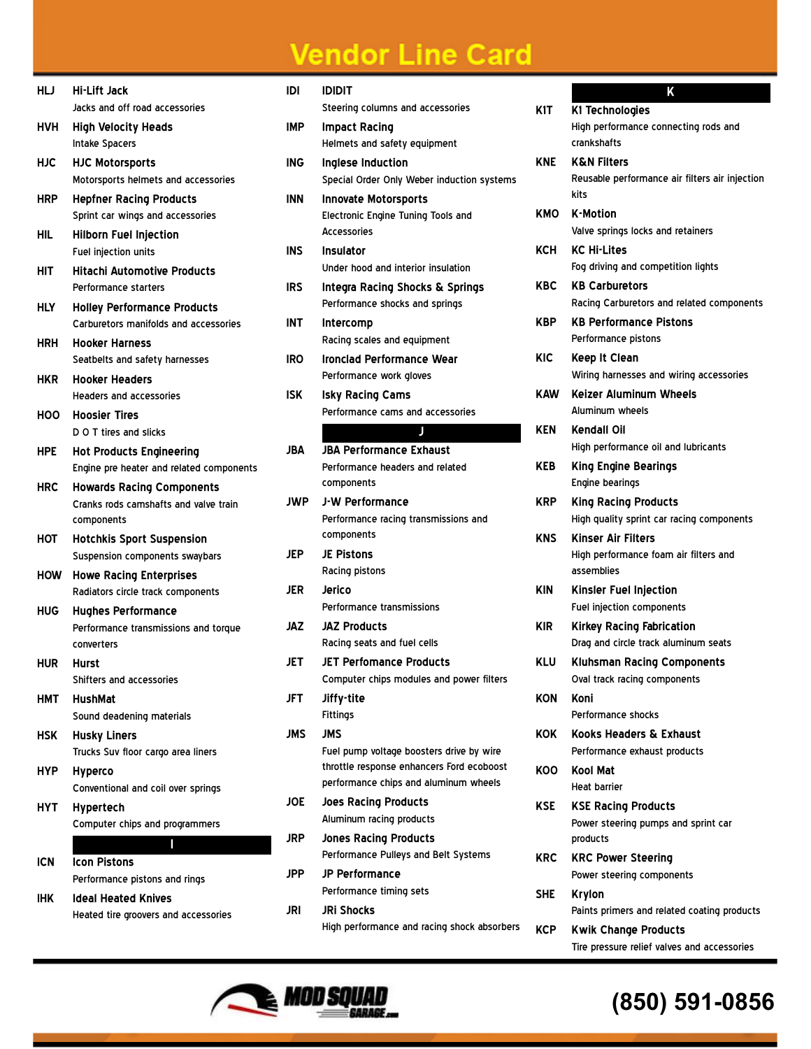# Vendor Line Card

| Code | Vendor | Description |
|---|---|---|
| HLJ | **Hi-Lift Jack** | Jacks and off road accessories |
| HVH | **High Velocity Heads** | Intake Spacers |
| HJC | **HJC Motorsports** | Motorsports helmets and accessories |
| HRP | **Hepfner Racing Products** | Sprint car wings and accessories |
| HIL | **Hilborn Fuel Injection** | Fuel injection units |
| HIT | **Hitachi Automotive Products** | Performance starters |
| HLY | **Holley Performance Products** | Carburetors manifolds and accessories |
| HRH | **Hooker Harness** | Seatbelts and safety harnesses |
| HKR | **Hooker Headers** | Headers and accessories |
| HOO | **Hoosier Tires** | D O T tires and slicks |
| HPE | **Hot Products Engineering** | Engine pre heater and related components |
| HRC | **Howards Racing Components** | Cranks rods camshafts and valve train components |
| HOT | **Hotchkis Sport Suspension** | Suspension components swaybars |
| HOW | **Howe Racing Enterprises** | Radiators circle track components |
| HUG | **Hughes Performance** | Performance transmissions and torque converters |
| HUR | **Hurst** | Shifters and accessories |
| HMT | **HushMat** | Sound deadening materials |
| HSK | **Husky Liners** | Trucks Suv floor cargo area liners |
| HYP | **Hyperco** | Conventional and coil over springs |
| HYT | **Hypertech** | Computer chips and programmers |

## I

| Code | Vendor | Description |
|---|---|---|
| ICN | **Icon Pistons** | Performance pistons and rings |
| IHK | **Ideal Heated Knives** | Heated tire groovers and accessories |
| IDI | **IDIDIT** | Steering columns and accessories |
| IMP | **Impact Racing** | Helmets and safety equipment |
| ING | **Inglese Induction** | Special Order Only Weber induction systems |
| INN | **Innovate Motorsports** | Electronic Engine Tuning Tools and Accessories |
| INS | **Insulator** | Under hood and interior insulation |
| IRS | **Integra Racing Shocks & Springs** | Performance shocks and springs |
| INT | **Intercomp** | Racing scales and equipment |
| IRO | **Ironclad Performance Wear** | Performance work gloves |
| ISK | **Isky Racing Cams** | Performance cams and accessories |

## J

| Code | Vendor | Description |
|---|---|---|
| JBA | **JBA Performance Exhaust** | Performance headers and related components |
| JWP | **J-W Performance** | Performance racing transmissions and components |
| JEP | **JE Pistons** | Racing pistons |
| JER | **Jerico** | Performance transmissions |
| JAZ | **JAZ Products** | Racing seats and fuel cells |
| JET | **JET Perfomance Products** | Computer chips modules and power filters |
| JFT | **Jiffy-tite** | Fittings |
| JMS | **JMS** | Fuel pump voltage boosters drive by wire throttle response enhancers Ford ecoboost performance chips and aluminum wheels |
| JOE | **Joes Racing Products** | Aluminum racing products |
| JRP | **Jones Racing Products** | Performance Pulleys and Belt Systems |
| JPP | **JP Performance** | Performance timing sets |
| JRI | **JRi Shocks** | High performance and racing shock absorbers |

## K

| Code | Vendor | Description |
|---|---|---|
| KIT | **K1 Technologies** | High performance connecting rods and crankshafts |
| KNE | **K&N Filters** | Reusable performance air filters air injection kits |
| KMO | **K-Motion** | Valve springs locks and retainers |
| KCH | **KC Hi-Lites** | Fog driving and competition lights |
| KBC | **KB Carburetors** | Racing Carburetors and related components |
| KBP | **KB Performance Pistons** | Performance pistons |
| KIC | **Keep It Clean** | Wiring harnesses and wiring accessories |
| KAW | **Keizer Aluminum Wheels** | Aluminum wheels |
| KEN | **Kendall Oil** | High performance oil and lubricants |
| KEB | **King Engine Bearings** | Engine bearings |
| KRP | **King Racing Products** | High quality sprint car racing components |
| KNS | **Kinser Air Filters** | High performance foam air filters and assemblies |
| KIN | **Kinsler Fuel Injection** | Fuel injection components |
| KIR | **Kirkey Racing Fabrication** | Drag and circle track aluminum seats |
| KLU | **Kluhsman Racing Components** | Oval track racing components |
| KON | **Koni** | Performance shocks |
| KOK | **Kooks Headers & Exhaust** | Performance exhaust products |
| KOO | **Kool Mat** | Heat barrier |
| KSE | **KSE Racing Products** | Power steering pumps and sprint car products |
| KRC | **KRC Power Steering** | Power steering components |
| SHE | **Krylon** | Paints primers and related coating products |
| KCP | **Kwik Change Products** | Tire pressure relief valves and accessories |

MOD SQUAD GARAGE.com

(850) 591-0856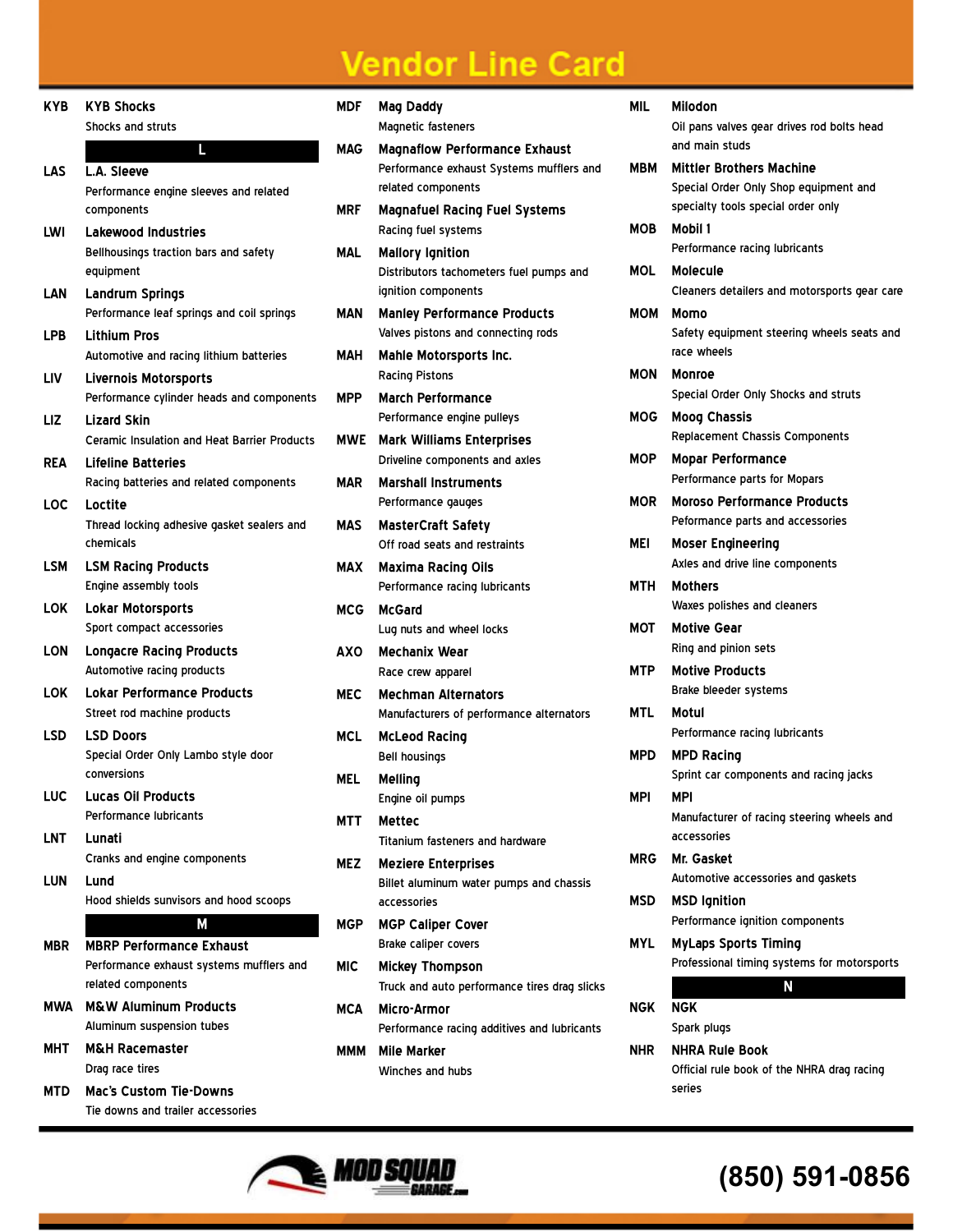# Vendor Line Card

**KYB** **KYB Shocks**
Shocks and struts

## L

**LAS** **L.A. Sleeve**
Performance engine sleeves and related components

**LWI** **Lakewood Industries**
Bellhousings traction bars and safety equipment

**LAN** **Landrum Springs**
Performance leaf springs and coil springs

**LPB** **Lithium Pros**
Automotive and racing lithium batteries

**LIV** **Livernois Motorsports**
Performance cylinder heads and components

**LIZ** **Lizard Skin**
Ceramic Insulation and Heat Barrier Products

**REA** **Lifeline Batteries**
Racing batteries and related components

**LOC** **Loctite**
Thread locking adhesive gasket sealers and chemicals

**LSM** **LSM Racing Products**
Engine assembly tools

**LOK** **Lokar Motorsports**
Sport compact accessories

**LON** **Longacre Racing Products**
Automotive racing products

**LOK** **Lokar Performance Products**
Street rod machine products

**LSD** **LSD Doors**
Special Order Only Lambo style door conversions

**LUC** **Lucas Oil Products**
Performance lubricants

**LNT** **Lunati**
Cranks and engine components

**LUN** **Lund**
Hood shields sunvisors and hood scoops

## M

**MBR** **MBRP Performance Exhaust**
Performance exhaust systems mufflers and related components

**MWA** **M&W Aluminum Products**
Aluminum suspension tubes

**MHT** **M&H Racemaster**
Drag race tires

**MTD** **Mac's Custom Tie-Downs**
Tie downs and trailer accessories

**MDF** **Mag Daddy**
Magnetic fasteners

**MAG** **Magnaflow Performance Exhaust**
Performance exhaust Systems mufflers and related components

**MRF** **Magnafuel Racing Fuel Systems**
Racing fuel systems

**MAL** **Mallory Ignition**
Distributors tachometers fuel pumps and ignition components

**MAN** **Manley Performance Products**
Valves pistons and connecting rods

**MAH** **Mahle Motorsports Inc.**
Racing Pistons

**MPP** **March Performance**
Performance engine pulleys

**MWE** **Mark Williams Enterprises**
Driveline components and axles

**MAR** **Marshall Instruments**
Performance gauges

**MAS** **MasterCraft Safety**
Off road seats and restraints

**MAX** **Maxima Racing Oils**
Performance racing lubricants

**MCG** **McGard**
Lug nuts and wheel locks

**AXO** **Mechanix Wear**
Race crew apparel

**MEC** **Mechman Alternators**
Manufacturers of performance alternators

**MCL** **McLeod Racing**
Bell housings

**MEL** **Melling**
Engine oil pumps

**MTT** **Mettec**
Titanium fasteners and hardware

**MEZ** **Meziere Enterprises**
Billet aluminum water pumps and chassis accessories

**MGP** **MGP Caliper Cover**
Brake caliper covers

**MIC** **Mickey Thompson**
Truck and auto performance tires drag slicks

**MCA** **Micro-Armor**
Performance racing additives and lubricants

**MMM** **Mile Marker**
Winches and hubs

**MIL** **Milodon**
Oil pans valves gear drives rod bolts head and main studs

**MBM** **Mittler Brothers Machine**
Special Order Only Shop equipment and specialty tools special order only

**MOB** **Mobil 1**
Performance racing lubricants

**MOL** **Molecule**
Cleaners detailers and motorsports gear care

**MOM** **Momo**
Safety equipment steering wheels seats and race wheels

**MON** **Monroe**
Special Order Only Shocks and struts

**MOG** **Moog Chassis**
Replacement Chassis Components

**MOP** **Mopar Performance**
Performance parts for Mopars

**MOR** **Moroso Performance Products**
Peformance parts and accessories

**MEI** **Moser Engineering**
Axles and drive line components

**MTH** **Mothers**
Waxes polishes and cleaners

**MOT** **Motive Gear**
Ring and pinion sets

**MTP** **Motive Products**
Brake bleeder systems

**MTL** **Motul**
Performance racing lubricants

**MPD** **MPD Racing**
Sprint car components and racing jacks

**MPI** **MPI**
Manufacturer of racing steering wheels and accessories

**MRG** **Mr. Gasket**
Automotive accessories and gaskets

**MSD** **MSD Ignition**
Performance ignition components

**MYL** **MyLaps Sports Timing**
Professional timing systems for motorsports

## N

**NGK** **NGK**
Spark plugs

**NHR** **NHRA Rule Book**
Official rule book of the NHRA drag racing series

MOD SQUAD GARAGE.com

(850) 591-0856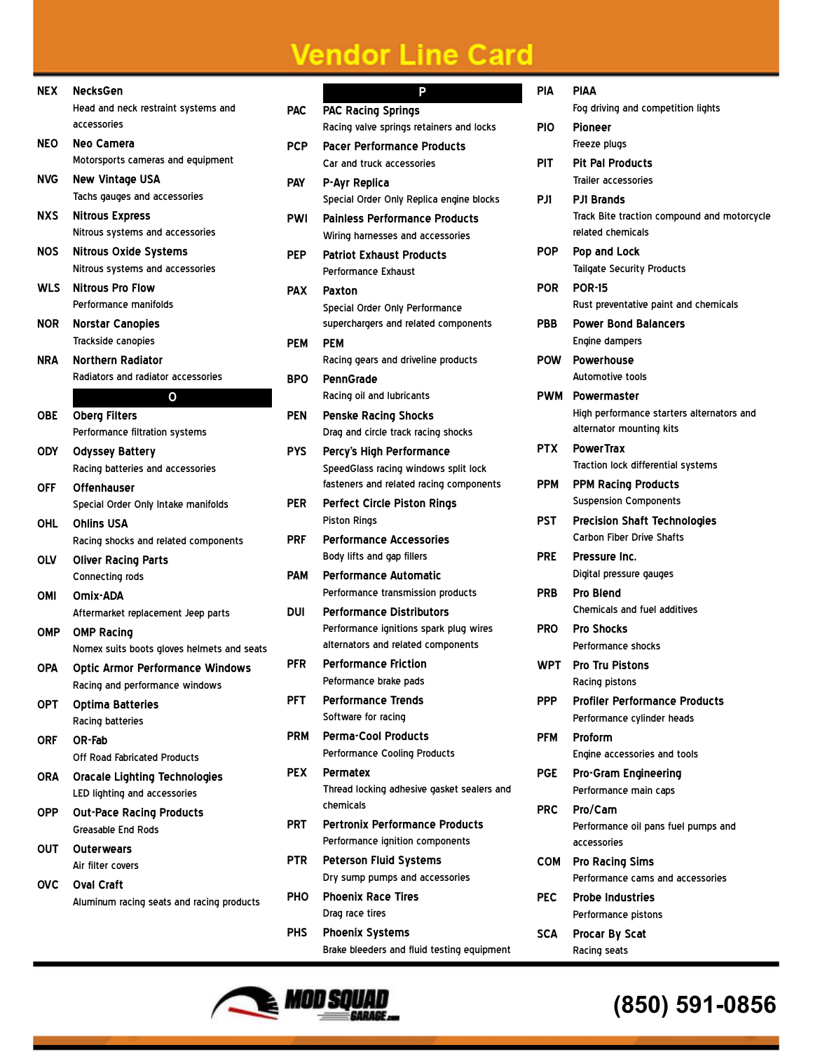# Vendor Line Card

| Code | Vendor | Description |
|---|---|---|
| NEX | **NecksGen** | Head and neck restraint systems and accessories |
| NEO | **Neo Camera** | Motorsports cameras and equipment |
| NVG | **New Vintage USA** | Tachs gauges and accessories |
| NXS | **Nitrous Express** | Nitrous systems and accessories |
| NOS | **Nitrous Oxide Systems** | Nitrous systems and accessories |
| WLS | **Nitrous Pro Flow** | Performance manifolds |
| NOR | **Norstar Canopies** | Trackside canopies |
| NRA | **Northern Radiator** | Radiators and radiator accessories |

## O

| Code | Vendor | Description |
|---|---|---|
| OBE | **Oberg Filters** | Performance filtration systems |
| ODY | **Odyssey Battery** | Racing batteries and accessories |
| OFF | **Offenhauser** | Special Order Only Intake manifolds |
| OHL | **Ohlins USA** | Racing shocks and related components |
| OLV | **Oliver Racing Parts** | Connecting rods |
| OMI | **Omix-ADA** | Aftermarket replacement Jeep parts |
| OMP | **OMP Racing** | Nomex suits boots gloves helmets and seats |
| OPA | **Optic Armor Performance Windows** | Racing and performance windows |
| OPT | **Optima Batteries** | Racing batteries |
| ORF | **OR-Fab** | Off Road Fabricated Products |
| ORA | **Oracale Lighting Technologies** | LED lighting and accessories |
| OPP | **Out-Pace Racing Products** | Greasable End Rods |
| OUT | **Outerwears** | Air filter covers |
| OVC | **Oval Craft** | Aluminum racing seats and racing products |

## P

| Code | Vendor | Description |
|---|---|---|
| PAC | **PAC Racing Springs** | Racing valve springs retainers and locks |
| PCP | **Pacer Performance Products** | Car and truck accessories |
| PAY | **P-Ayr Replica** | Special Order Only Replica engine blocks |
| PWI | **Painless Performance Products** | Wiring harnesses and accessories |
| PEP | **Patriot Exhaust Products** | Performance Exhaust |
| PAX | **Paxton** | Special Order Only Performance superchargers and related components |
| PEM | **PEM** | Racing gears and driveline products |
| BPO | **PennGrade** | Racing oil and lubricants |
| PEN | **Penske Racing Shocks** | Drag and circle track racing shocks |
| PYS | **Percy's High Performance** | SpeedGlass racing windows split lock fasteners and related racing components |
| PER | **Perfect Circle Piston Rings** | Piston Rings |
| PRF | **Performance Accessories** | Body lifts and gap fillers |
| PAM | **Performance Automatic** | Performance transmission products |
| DUI | **Performance Distributors** | Performance ignitions spark plug wires alternators and related components |
| PFR | **Performance Friction** | Peformance brake pads |
| PFT | **Performance Trends** | Software for racing |
| PRM | **Perma-Cool Products** | Performance Cooling Products |
| PEX | **Permatex** | Thread locking adhesive gasket sealers and chemicals |
| PRT | **Pertronix Performance Products** | Performance ignition components |
| PTR | **Peterson Fluid Systems** | Dry sump pumps and accessories |
| PHO | **Phoenix Race Tires** | Drag race tires |
| PHS | **Phoenix Systems** | Brake bleeders and fluid testing equipment |
| PIA | **PIAA** | Fog driving and competition lights |
| PIO | **Pioneer** | Freeze plugs |
| PIT | **Pit Pal Products** | Trailer accessories |
| PJ1 | **PJ1 Brands** | Track Bite traction compound and motorcycle related chemicals |
| POP | **Pop and Lock** | Tailgate Security Products |
| POR | **POR-15** | Rust preventative paint and chemicals |
| PBB | **Power Bond Balancers** | Engine dampers |
| POW | **Powerhouse** | Automotive tools |
| PWM | **Powermaster** | High performance starters alternators and alternator mounting kits |
| PTX | **PowerTrax** | Traction lock differential systems |
| PPM | **PPM Racing Products** | Suspension Components |
| PST | **Precision Shaft Technologies** | Carbon Fiber Drive Shafts |
| PRE | **Pressure Inc.** | Digital pressure gauges |
| PRB | **Pro Blend** | Chemicals and fuel additives |
| PRO | **Pro Shocks** | Performance shocks |
| WPT | **Pro Tru Pistons** | Racing pistons |
| PPP | **Profiler Performance Products** | Performance cylinder heads |
| PFM | **Proform** | Engine accessories and tools |
| PGE | **Pro-Gram Engineering** | Performance main caps |
| PRC | **Pro/Cam** | Performance oil pans fuel pumps and accessories |
| COM | **Pro Racing Sims** | Performance cams and accessories |
| PEC | **Probe Industries** | Performance pistons |
| SCA | **Procar By Scat** | Racing seats |

MOD SQUAD GARAGE.com

(850) 591-0856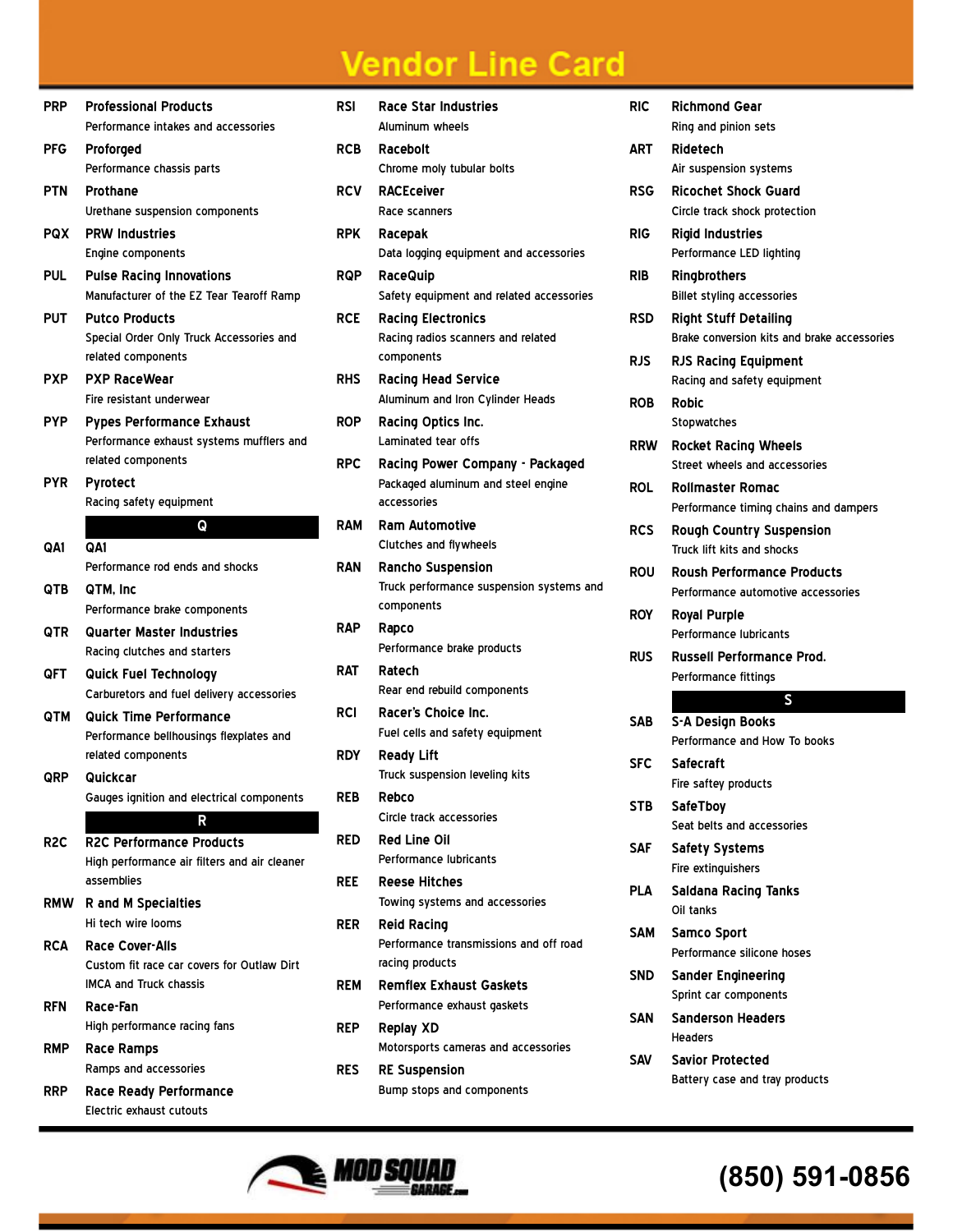# Vendor Line Card

| Code | Vendor | Description |
|---|---|---|
| PRP | Professional Products | Performance intakes and accessories |
| PFG | Proforged | Performance chassis parts |
| PTN | Prothane | Urethane suspension components |
| PQX | PRW Industries | Engine components |
| PUL | Pulse Racing Innovations | Manufacturer of the EZ Tear Tearoff Ramp |
| PUT | Putco Products | Special Order Only Truck Accessories and related components |
| PXP | PXP RaceWear | Fire resistant underwear |
| PYP | Pypes Performance Exhaust | Performance exhaust systems mufflers and related components |
| PYR | Pyrotect | Racing safety equipment |

## Q

| Code | Vendor | Description |
|---|---|---|
| QA1 | QA1 | Performance rod ends and shocks |
| QTB | QTM, Inc | Performance brake components |
| QTR | Quarter Master Industries | Racing clutches and starters |
| QFT | Quick Fuel Technology | Carburetors and fuel delivery accessories |
| QTM | Quick Time Performance | Performance bellhousings flexplates and related components |
| QRP | Quickcar | Gauges ignition and electrical components |

## R

| Code | Vendor | Description |
|---|---|---|
| R2C | R2C Performance Products | High performance air filters and air cleaner assemblies |
| RMW | R and M Specialties | Hi tech wire looms |
| RCA | Race Cover-Alls | Custom fit race car covers for Outlaw Dirt IMCA and Truck chassis |
| RFN | Race-Fan | High performance racing fans |
| RMP | Race Ramps | Ramps and accessories |
| RRP | Race Ready Performance | Electric exhaust cutouts |
| RSI | Race Star Industries | Aluminum wheels |
| RCB | Racebolt | Chrome moly tubular bolts |
| RCV | RACEceiver | Race scanners |
| RPK | Racepak | Data logging equipment and accessories |
| RQP | RaceQuip | Safety equipment and related accessories |
| RCE | Racing Electronics | Racing radios scanners and related components |
| RHS | Racing Head Service | Aluminum and Iron Cylinder Heads |
| ROP | Racing Optics Inc. | Laminated tear offs |
| RPC | Racing Power Company - Packaged | Packaged aluminum and steel engine accessories |
| RAM | Ram Automotive | Clutches and flywheels |
| RAN | Rancho Suspension | Truck performance suspension systems and components |
| RAP | Rapco | Performance brake products |
| RAT | Ratech | Rear end rebuild components |
| RCI | Racer's Choice Inc. | Fuel cells and safety equipment |
| RDY | Ready Lift | Truck suspension leveling kits |
| REB | Rebco | Circle track accessories |
| RED | Red Line Oil | Performance lubricants |
| REE | Reese Hitches | Towing systems and accessories |
| RER | Reid Racing | Performance transmissions and off road racing products |
| REM | Remflex Exhaust Gaskets | Performance exhaust gaskets |
| REP | Replay XD | Motorsports cameras and accessories |
| RES | RE Suspension | Bump stops and components |
| RIC | Richmond Gear | Ring and pinion sets |
| ART | Ridetech | Air suspension systems |
| RSG | Ricochet Shock Guard | Circle track shock protection |
| RIG | Rigid Industries | Performance LED lighting |
| RIB | Ringbrothers | Billet styling accessories |
| RSD | Right Stuff Detailing | Brake conversion kits and brake accessories |
| RJS | RJS Racing Equipment | Racing and safety equipment |
| ROB | Robic | Stopwatches |
| RRW | Rocket Racing Wheels | Street wheels and accessories |
| ROL | Rollmaster Romac | Performance timing chains and dampers |
| RCS | Rough Country Suspension | Truck lift kits and shocks |
| ROU | Roush Performance Products | Performance automotive accessories |
| ROY | Royal Purple | Performance lubricants |
| RUS | Russell Performance Prod. | Performance fittings |

## S

| Code | Vendor | Description |
|---|---|---|
| SAB | S-A Design Books | Performance and How To books |
| SFC | Safecraft | Fire saftey products |
| STB | SafeTboy | Seat belts and accessories |
| SAF | Safety Systems | Fire extinguishers |
| PLA | Saldana Racing Tanks | Oil tanks |
| SAM | Samco Sport | Performance silicone hoses |
| SND | Sander Engineering | Sprint car components |
| SAN | Sanderson Headers | Headers |
| SAV | Savior Protected | Battery case and tray products |

MOD SQUAD GARAGE.com

(850) 591-0856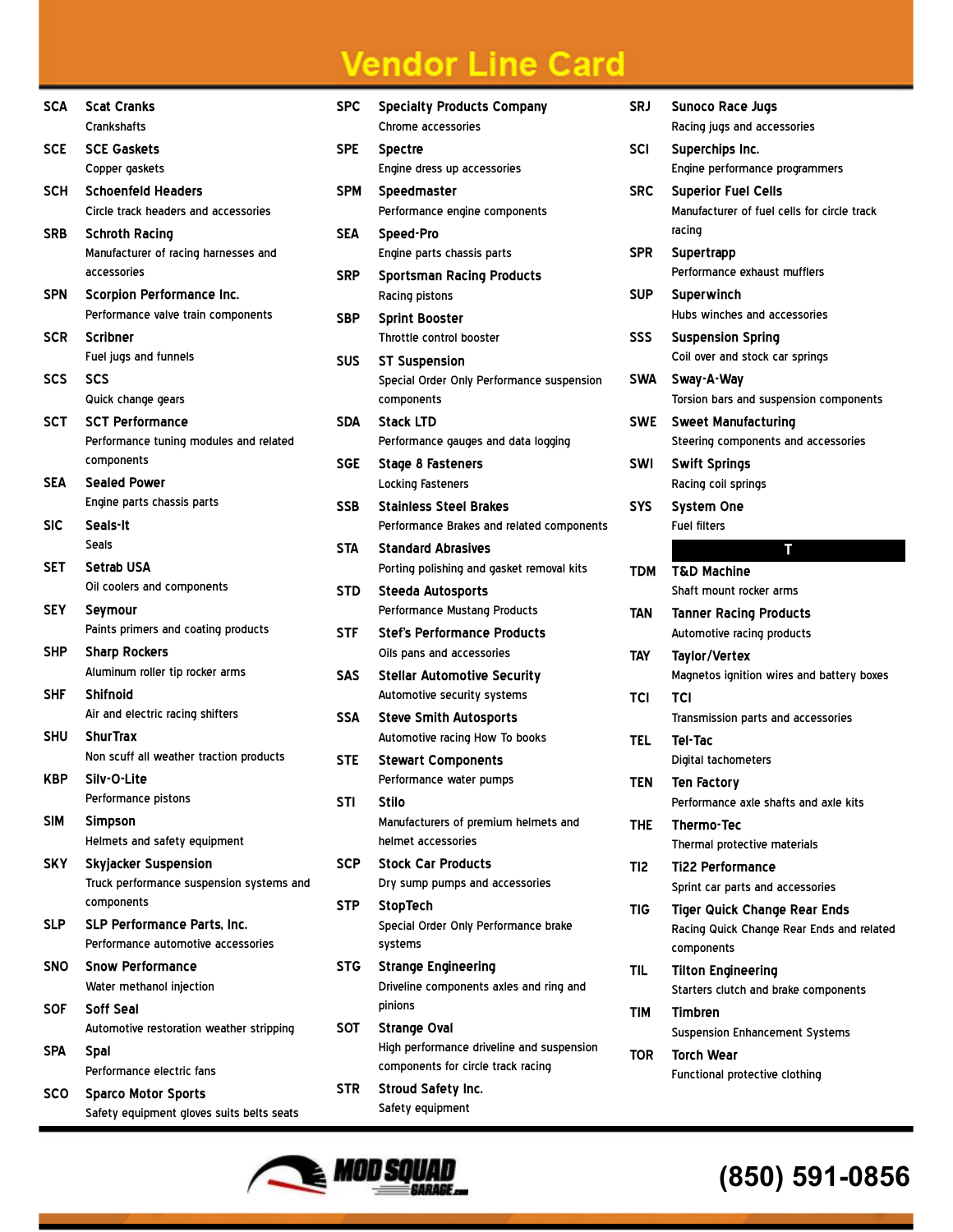# Vendor Line Card

**SCA** **Scat Cranks**
Crankshafts

**SCE** **SCE Gaskets**
Copper gaskets

**SCH** **Schoenfeld Headers**
Circle track headers and accessories

**SRB** **Schroth Racing**
Manufacturer of racing harnesses and accessories

**SPN** **Scorpion Performance Inc.**
Performance valve train components

**SCR** **Scribner**
Fuel jugs and funnels

**SCS** **SCS**
Quick change gears

**SCT** **SCT Performance**
Performance tuning modules and related components

**SEA** **Sealed Power**
Engine parts chassis parts

**SIC** **Seals-It**
Seals

**SET** **Setrab USA**
Oil coolers and components

**SEY** **Seymour**
Paints primers and coating products

**SHP** **Sharp Rockers**
Aluminum roller tip rocker arms

**SHF** **Shifnoid**
Air and electric racing shifters

**SHU** **ShurTrax**
Non scuff all weather traction products

**KBP** **Silv-O-Lite**
Performance pistons

**SIM** **Simpson**
Helmets and safety equipment

**SKY** **Skyjacker Suspension**
Truck performance suspension systems and components

**SLP** **SLP Performance Parts, Inc.**
Performance automotive accessories

**SNO** **Snow Performance**
Water methanol injection

**SOF** **Soff Seal**
Automotive restoration weather stripping

**SPA** **Spal**
Performance electric fans

**SCO** **Sparco Motor Sports**
Safety equipment gloves suits belts seats

**SPC** **Specialty Products Company**
Chrome accessories

**SPE** **Spectre**
Engine dress up accessories

**SPM** **Speedmaster**
Performance engine components

**SEA** **Speed-Pro**
Engine parts chassis parts

**SRP** **Sportsman Racing Products**
Racing pistons

**SBP** **Sprint Booster**
Throttle control booster

**SUS** **ST Suspension**
Special Order Only Performance suspension components

**SDA** **Stack LTD**
Performance gauges and data logging

**SGE** **Stage 8 Fasteners**
Locking Fasteners

**SSB** **Stainless Steel Brakes**
Performance Brakes and related components

**STA** **Standard Abrasives**
Porting polishing and gasket removal kits

**STD** **Steeda Autosports**
Performance Mustang Products

**STF** **Stef's Performance Products**
Oils pans and accessories

**SAS** **Stellar Automotive Security**
Automotive security systems

**SSA** **Steve Smith Autosports**
Automotive racing How To books

**STE** **Stewart Components**
Performance water pumps

**STI** **Stilo**
Manufacturers of premium helmets and helmet accessories

**SCP** **Stock Car Products**
Dry sump pumps and accessories

**STP** **StopTech**
Special Order Only Performance brake systems

**STG** **Strange Engineering**
Driveline components axles and ring and pinions

**SOT** **Strange Oval**
High performance driveline and suspension components for circle track racing

**STR** **Stroud Safety Inc.**
Safety equipment

**SRJ** **Sunoco Race Jugs**
Racing jugs and accessories

**SCI** **Superchips Inc.**
Engine performance programmers

**SRC** **Superior Fuel Cells**
Manufacturer of fuel cells for circle track racing

**SPR** **Supertrapp**
Performance exhaust mufflers

**SUP** **Superwinch**
Hubs winches and accessories

**SSS** **Suspension Spring**
Coil over and stock car springs

**SWA** **Sway-A-Way**
Torsion bars and suspension components

**SWE** **Sweet Manufacturing**
Steering components and accessories

**SWI** **Swift Springs**
Racing coil springs

**SYS** **System One**
Fuel filters

## T

**TDM** **T&D Machine**
Shaft mount rocker arms

**TAN** **Tanner Racing Products**
Automotive racing products

**TAY** **Taylor/Vertex**
Magnetos ignition wires and battery boxes

**TCI** **TCI**
Transmission parts and accessories

**TEL** **Tel-Tac**
Digital tachometers

**TEN** **Ten Factory**
Performance axle shafts and axle kits

**THE** **Thermo-Tec**
Thermal protective materials

**TI2** **Ti22 Performance**
Sprint car parts and accessories

**TIG** **Tiger Quick Change Rear Ends**
Racing Quick Change Rear Ends and related components

**TIL** **Tilton Engineering**
Starters clutch and brake components

**TIM** **Timbren**
Suspension Enhancement Systems

**TOR** **Torch Wear**
Functional protective clothing

MOD SQUAD GARAGE.com

(850) 591-0856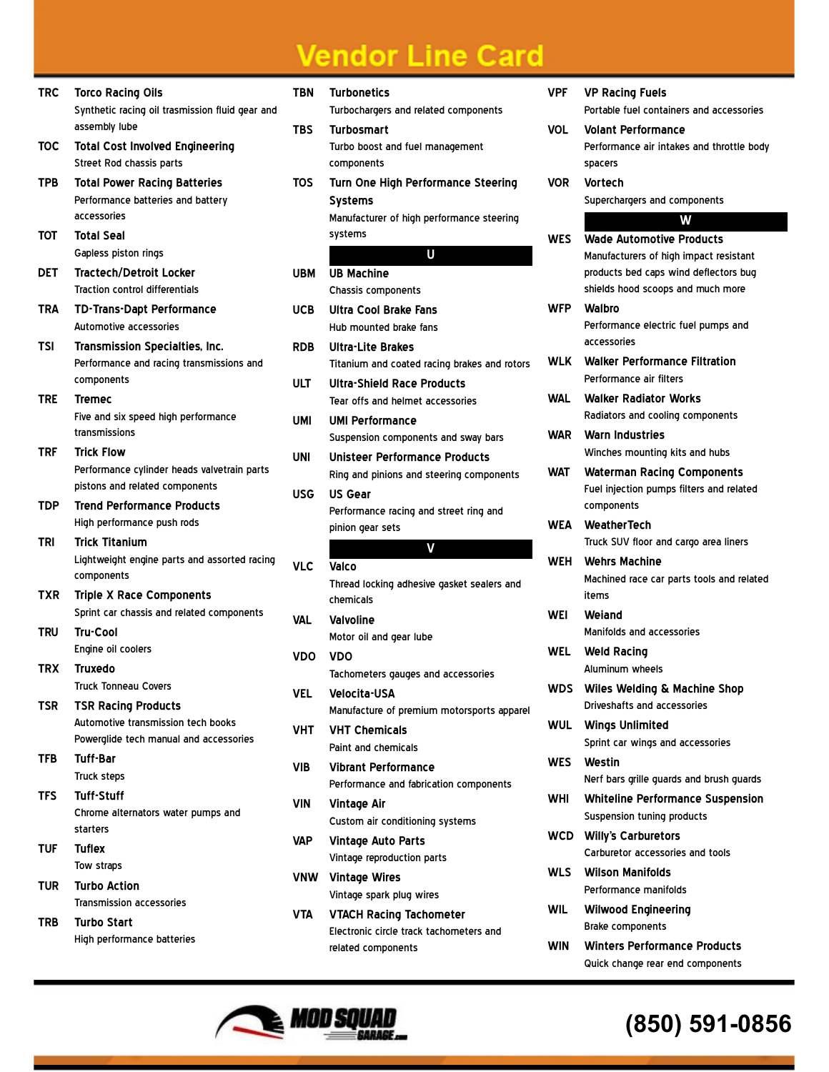# Vendor Line Card

**TRC** **Torco Racing Oils**
Synthetic racing oil trasmission fluid gear and assembly lube

**TOC** **Total Cost Involved Engineering**
Street Rod chassis parts

**TPB** **Total Power Racing Batteries**
Performance batteries and battery accessories

**TOT** **Total Seal**
Gapless piston rings

**DET** **Tractech/Detroit Locker**
Traction control differentials

**TRA** **TD-Trans-Dapt Performance**
Automotive accessories

**TSI** **Transmission Specialties, Inc.**
Performance and racing transmissions and components

**TRE** **Tremec**
Five and six speed high performance transmissions

**TRF** **Trick Flow**
Performance cylinder heads valvetrain parts pistons and related components

**TDP** **Trend Performance Products**
High performance push rods

**TRI** **Trick Titanium**
Lightweight engine parts and assorted racing components

**TXR** **Triple X Race Components**
Sprint car chassis and related components

**TRU** **Tru-Cool**
Engine oil coolers

**TRX** **Truxedo**
Truck Tonneau Covers

**TSR** **TSR Racing Products**
Automotive transmission tech books Powerglide tech manual and accessories

**TFB** **Tuff-Bar**
Truck steps

**TFS** **Tuff-Stuff**
Chrome alternators water pumps and starters

**TUF** **Tuflex**
Tow straps

**TUR** **Turbo Action**
Transmission accessories

**TRB** **Turbo Start**
High performance batteries

**TBN** **Turbonetics**
Turbochargers and related components

**TBS** **Turbosmart**
Turbo boost and fuel management components

**TOS** **Turn One High Performance Steering Systems**
Manufacturer of high performance steering systems

## U

**UBM** **UB Machine**
Chassis components

**UCB** **Ultra Cool Brake Fans**
Hub mounted brake fans

**RDB** **Ultra-Lite Brakes**
Titanium and coated racing brakes and rotors

**ULT** **Ultra-Shield Race Products**
Tear offs and helmet accessories

**UMI** **UMI Performance**
Suspension components and sway bars

**UNI** **Unisteer Performance Products**
Ring and pinions and steering components

**USG** **US Gear**
Performance racing and street ring and pinion gear sets

## V

**VLC** **Valco**
Thread locking adhesive gasket sealers and chemicals

**VAL** **Valvoline**
Motor oil and gear lube

**VDO** **VDO**
Tachometers gauges and accessories

**VEL** **Velocita-USA**
Manufacture of premium motorsports apparel

**VHT** **VHT Chemicals**
Paint and chemicals

**VIB** **Vibrant Performance**
Performance and fabrication components

**VIN** **Vintage Air**
Custom air conditioning systems

**VAP** **Vintage Auto Parts**
Vintage reproduction parts

**VNW** **Vintage Wires**
Vintage spark plug wires

**VTA** **VTACH Racing Tachometer**
Electronic circle track tachometers and related components

**VPF** **VP Racing Fuels**
Portable fuel containers and accessories

**VOL** **Volant Performance**
Performance air intakes and throttle body spacers

**VOR** **Vortech**
Superchargers and components

## W

**WES** **Wade Automotive Products**
Manufacturers of high impact resistant products bed caps wind deflectors bug shields hood scoops and much more

**WFP** **Walbro**
Performance electric fuel pumps and accessories

**WLK** **Walker Performance Filtration**
Performance air filters

**WAL** **Walker Radiator Works**
Radiators and cooling components

**WAR** **Warn Industries**
Winches mounting kits and hubs

**WAT** **Waterman Racing Components**
Fuel injection pumps filters and related components

**WEA** **WeatherTech**
Truck SUV floor and cargo area liners

**WEH** **Wehrs Machine**
Machined race car parts tools and related items

**WEI** **Weiand**
Manifolds and accessories

**WEL** **Weld Racing**
Aluminum wheels

**WDS** **Wiles Welding & Machine Shop**
Driveshafts and accessories

**WUL** **Wings Unlimited**
Sprint car wings and accessories

**WES** **Westin**
Nerf bars grille guards and brush guards

**WHI** **Whiteline Performance Suspension**
Suspension tuning products

**WCD** **Willy's Carburetors**
Carburetor accessories and tools

**WLS** **Wilson Manifolds**
Performance manifolds

**WIL** **Wilwood Engineering**
Brake components

**WIN** **Winters Performance Products**
Quick change rear end components

MOD SQUAD GARAGE.com

(850) 591-0856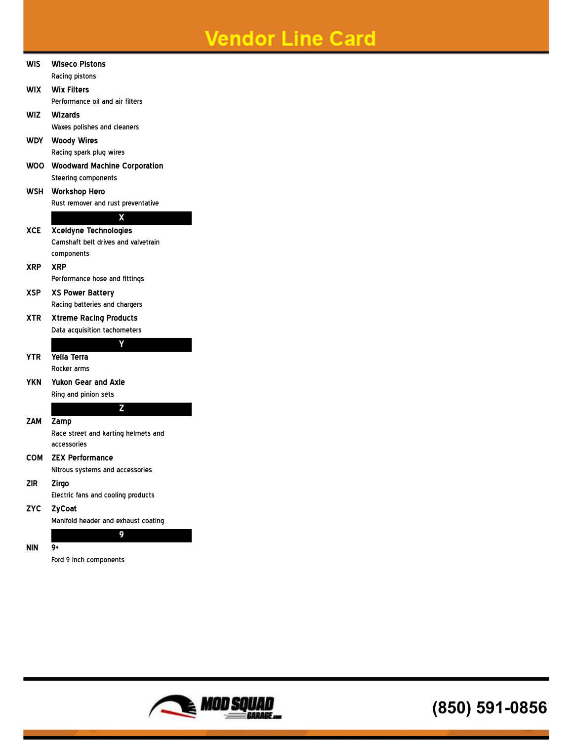# Vendor Line Card

**WIS** **Wiseco Pistons**
Racing pistons

**WIX** **Wix Filters**
Performance oil and air filters

**WIZ** **Wizards**
Waxes polishes and cleaners

**WDY** **Woody Wires**
Racing spark plug wires

**WOO** **Woodward Machine Corporation**
Steering components

**WSH** **Workshop Hero**
Rust remover and rust preventative

## X

**XCE** **Xceldyne Technologies**
Camshaft belt drives and valvetrain components

**XRP** **XRP**
Performance hose and fittings

**XSP** **XS Power Battery**
Racing batteries and chargers

**XTR** **Xtreme Racing Products**
Data acquisition tachometers

## Y

**YTR** **Yella Terra**
Rocker arms

**YKN** **Yukon Gear and Axle**
Ring and pinion sets

## Z

**ZAM** **Zamp**
Race street and karting helmets and accessories

**COM** **ZEX Performance**
Nitrous systems and accessories

**ZIR** **Zirgo**
Electric fans and cooling products

**ZYC** **ZyCoat**
Manifold header and exhaust coating

## 9

**NIN** **9+**
Ford 9 inch components

MOD SQUAD GARAGE.com

(850) 591-0856